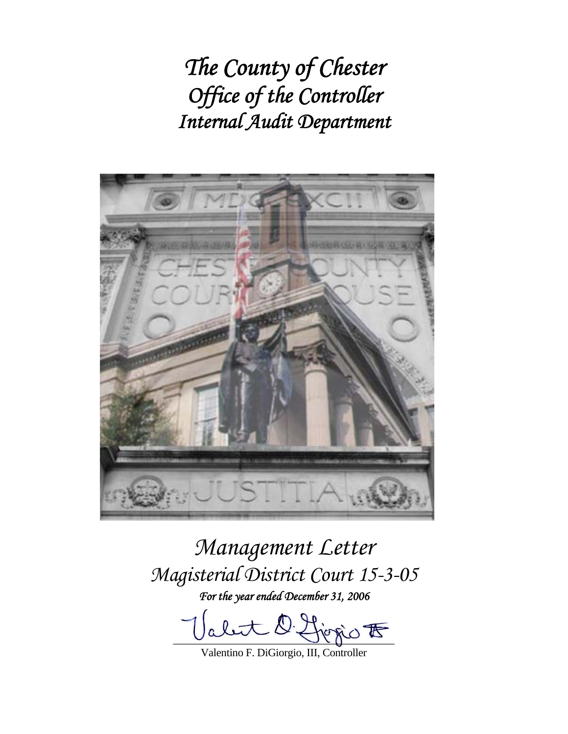# *The County of Chester*
# *Office of the Controller*
# *Internal Audit Department*

## *Management Letter*
## *Magisterial District Court 15-3-05*

***For the year ended December 31, 2006***

Valentino F. DiGiorgio, III, Controller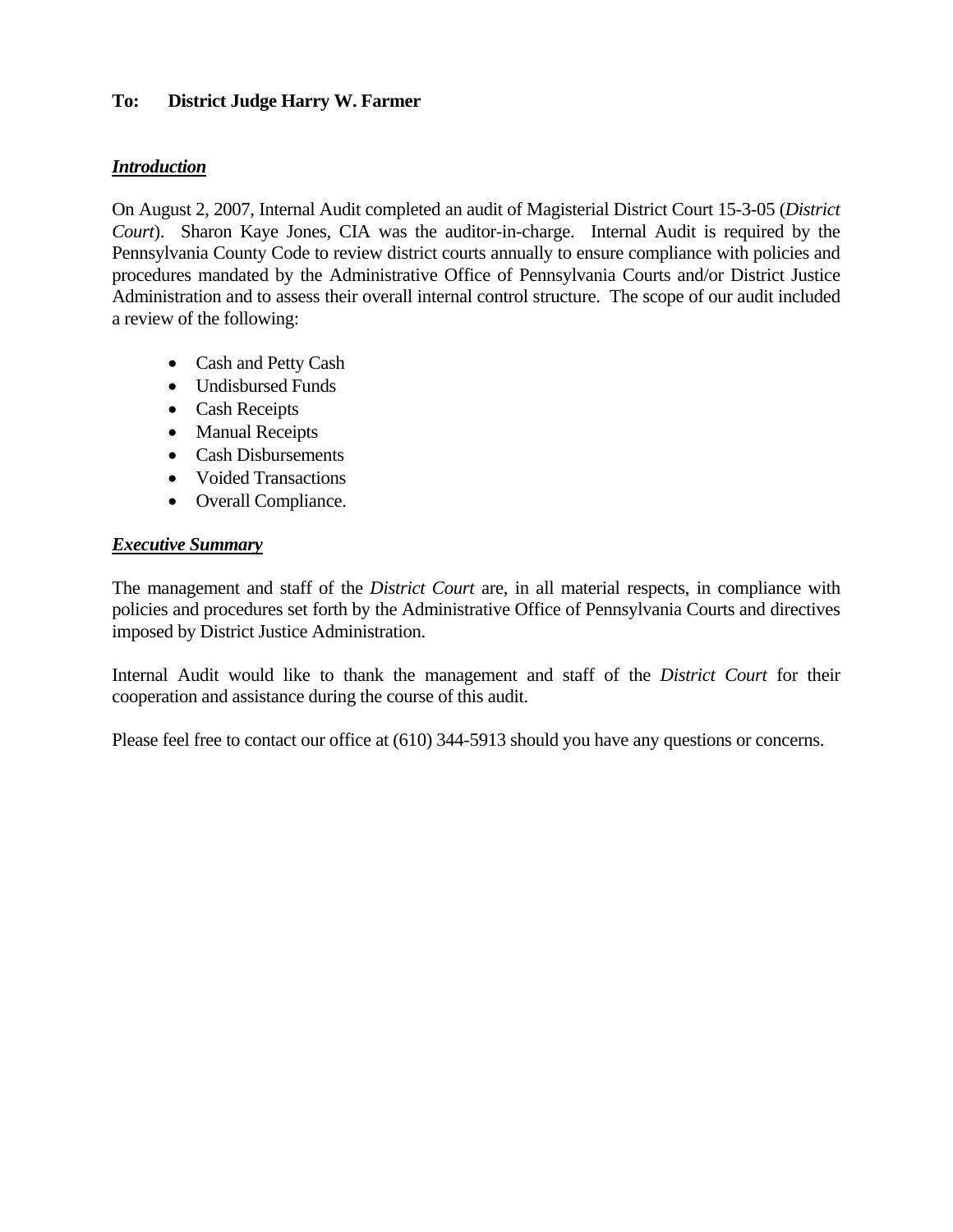**To: District Judge Harry W. Farmer**

***Introduction***

On August 2, 2007, Internal Audit completed an audit of Magisterial District Court 15-3-05 (*District Court*). Sharon Kaye Jones, CIA was the auditor-in-charge. Internal Audit is required by the Pennsylvania County Code to review district courts annually to ensure compliance with policies and procedures mandated by the Administrative Office of Pennsylvania Courts and/or District Justice Administration and to assess their overall internal control structure. The scope of our audit included a review of the following:

- Cash and Petty Cash
- Undisbursed Funds
- Cash Receipts
- Manual Receipts
- Cash Disbursements
- Voided Transactions
- Overall Compliance.

***Executive Summary***

The management and staff of the *District Court* are, in all material respects, in compliance with policies and procedures set forth by the Administrative Office of Pennsylvania Courts and directives imposed by District Justice Administration.

Internal Audit would like to thank the management and staff of the *District Court* for their cooperation and assistance during the course of this audit.

Please feel free to contact our office at (610) 344-5913 should you have any questions or concerns.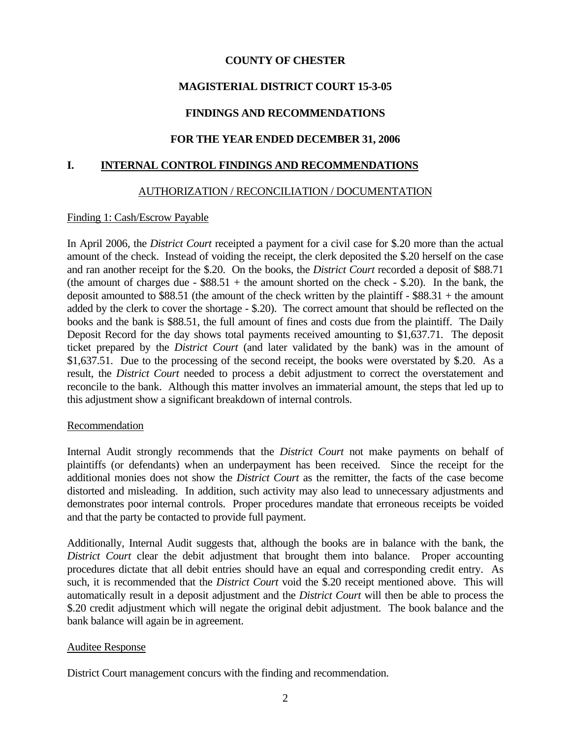# COUNTY OF CHESTER

## MAGISTERIAL DISTRICT COURT 15-3-05

## FINDINGS AND RECOMMENDATIONS

## FOR THE YEAR ENDED DECEMBER 31, 2006

## I. INTERNAL CONTROL FINDINGS AND RECOMMENDATIONS

### AUTHORIZATION / RECONCILIATION / DOCUMENTATION

Finding 1: Cash/Escrow Payable

In April 2006, the *District Court* receipted a payment for a civil case for $.20 more than the actual amount of the check. Instead of voiding the receipt, the clerk deposited the $.20 herself on the case and ran another receipt for the $.20. On the books, the *District Court* recorded a deposit of $88.71 (the amount of charges due - $88.51 + the amount shorted on the check - $.20). In the bank, the deposit amounted to $88.51 (the amount of the check written by the plaintiff - $88.31 + the amount added by the clerk to cover the shortage - $.20). The correct amount that should be reflected on the books and the bank is $88.51, the full amount of fines and costs due from the plaintiff. The Daily Deposit Record for the day shows total payments received amounting to $1,637.71. The deposit ticket prepared by the *District Court* (and later validated by the bank) was in the amount of $1,637.51. Due to the processing of the second receipt, the books were overstated by $.20. As a result, the *District Court* needed to process a debit adjustment to correct the overstatement and reconcile to the bank. Although this matter involves an immaterial amount, the steps that led up to this adjustment show a significant breakdown of internal controls.

Recommendation

Internal Audit strongly recommends that the *District Court* not make payments on behalf of plaintiffs (or defendants) when an underpayment has been received. Since the receipt for the additional monies does not show the *District Court* as the remitter, the facts of the case become distorted and misleading. In addition, such activity may also lead to unnecessary adjustments and demonstrates poor internal controls. Proper procedures mandate that erroneous receipts be voided and that the party be contacted to provide full payment.

Additionally, Internal Audit suggests that, although the books are in balance with the bank, the *District Court* clear the debit adjustment that brought them into balance. Proper accounting procedures dictate that all debit entries should have an equal and corresponding credit entry. As such, it is recommended that the *District Court* void the $.20 receipt mentioned above. This will automatically result in a deposit adjustment and the *District Court* will then be able to process the $.20 credit adjustment which will negate the original debit adjustment. The book balance and the bank balance will again be in agreement.

Auditee Response

District Court management concurs with the finding and recommendation.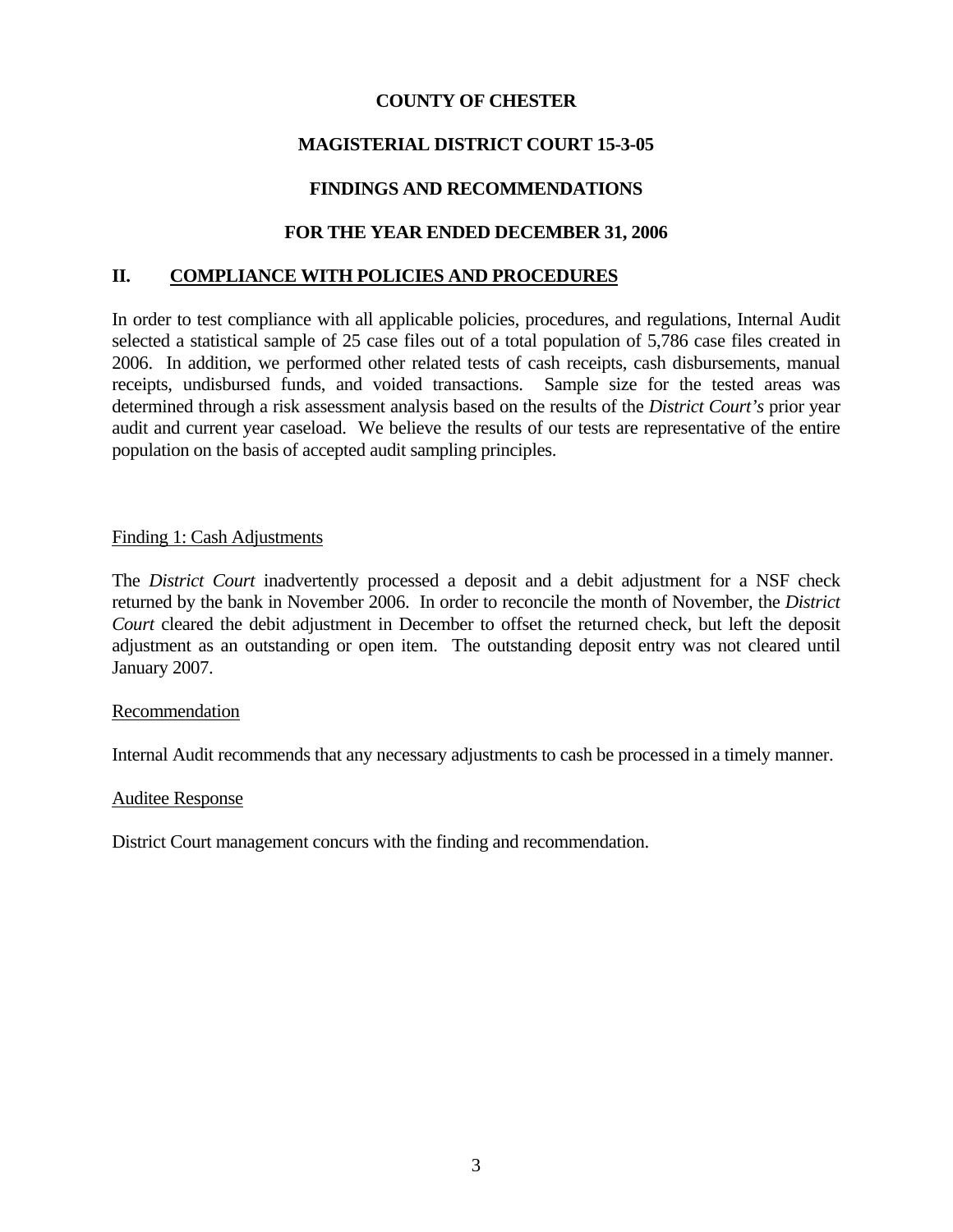**COUNTY OF CHESTER**

**MAGISTERIAL DISTRICT COURT 15-3-05**

**FINDINGS AND RECOMMENDATIONS**

**FOR THE YEAR ENDED DECEMBER 31, 2006**

## II. COMPLIANCE WITH POLICIES AND PROCEDURES

In order to test compliance with all applicable policies, procedures, and regulations, Internal Audit selected a statistical sample of 25 case files out of a total population of 5,786 case files created in 2006. In addition, we performed other related tests of cash receipts, cash disbursements, manual receipts, undisbursed funds, and voided transactions. Sample size for the tested areas was determined through a risk assessment analysis based on the results of the *District Court's* prior year audit and current year caseload. We believe the results of our tests are representative of the entire population on the basis of accepted audit sampling principles.

Finding 1: Cash Adjustments

The *District Court* inadvertently processed a deposit and a debit adjustment for a NSF check returned by the bank in November 2006. In order to reconcile the month of November, the *District Court* cleared the debit adjustment in December to offset the returned check, but left the deposit adjustment as an outstanding or open item. The outstanding deposit entry was not cleared until January 2007.

Recommendation

Internal Audit recommends that any necessary adjustments to cash be processed in a timely manner.

Auditee Response

District Court management concurs with the finding and recommendation.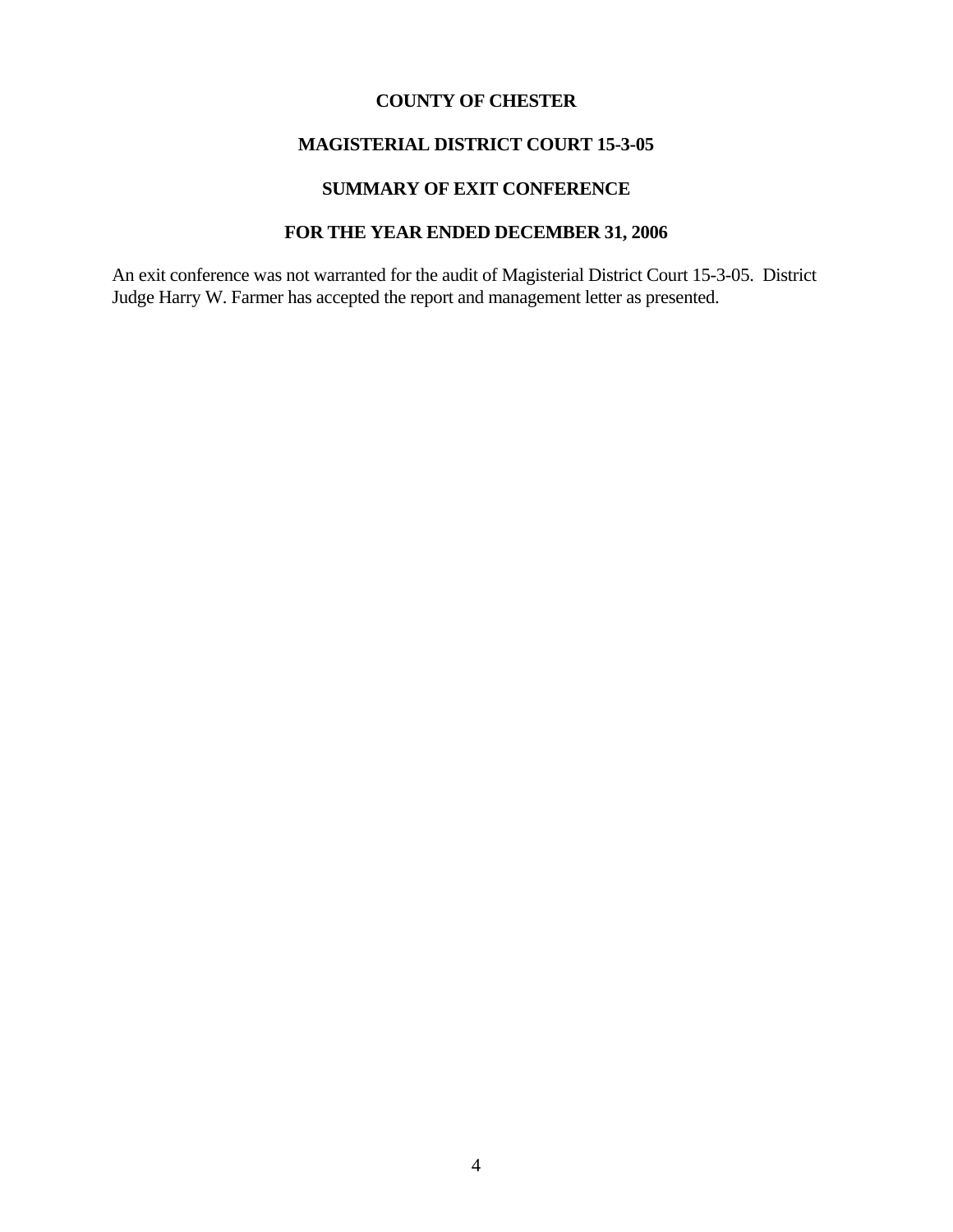**COUNTY OF CHESTER**

**MAGISTERIAL DISTRICT COURT 15-3-05**

**SUMMARY OF EXIT CONFERENCE**

**FOR THE YEAR ENDED DECEMBER 31, 2006**

An exit conference was not warranted for the audit of Magisterial District Court 15-3-05. District Judge Harry W. Farmer has accepted the report and management letter as presented.